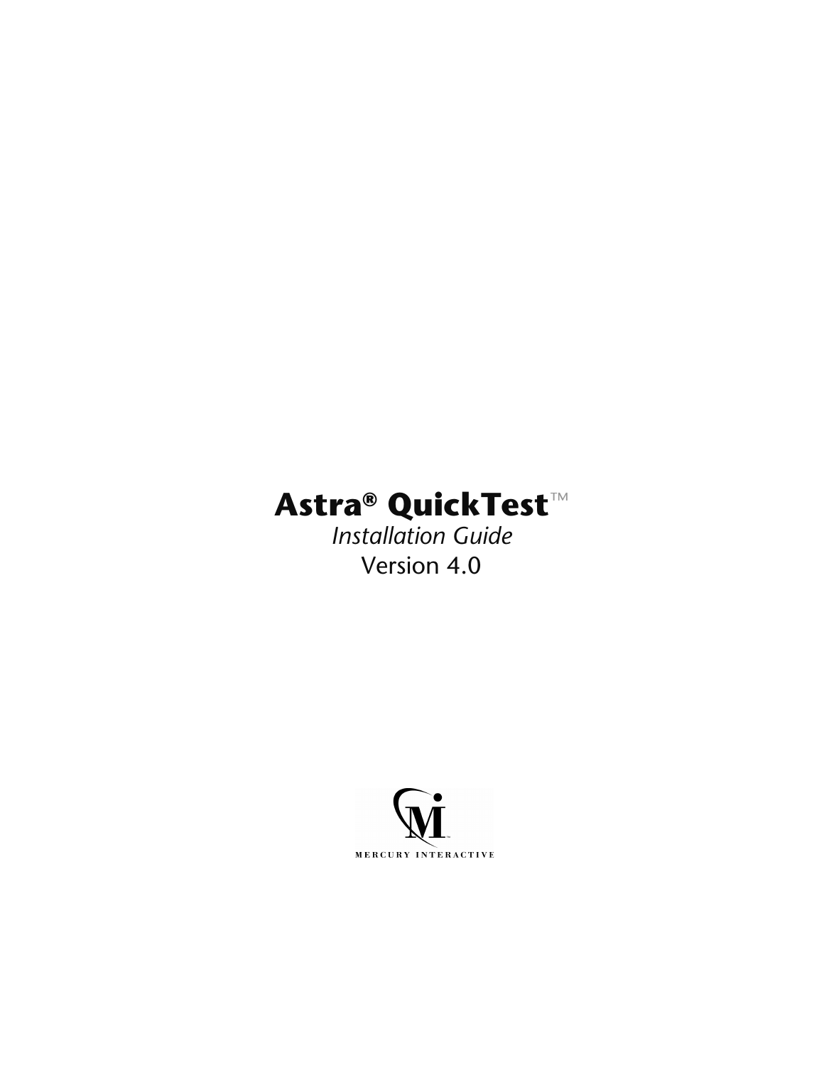# Astra® QuickTest™

*Installation Guide*

Version 4.0

MERCURY INTERACTIVE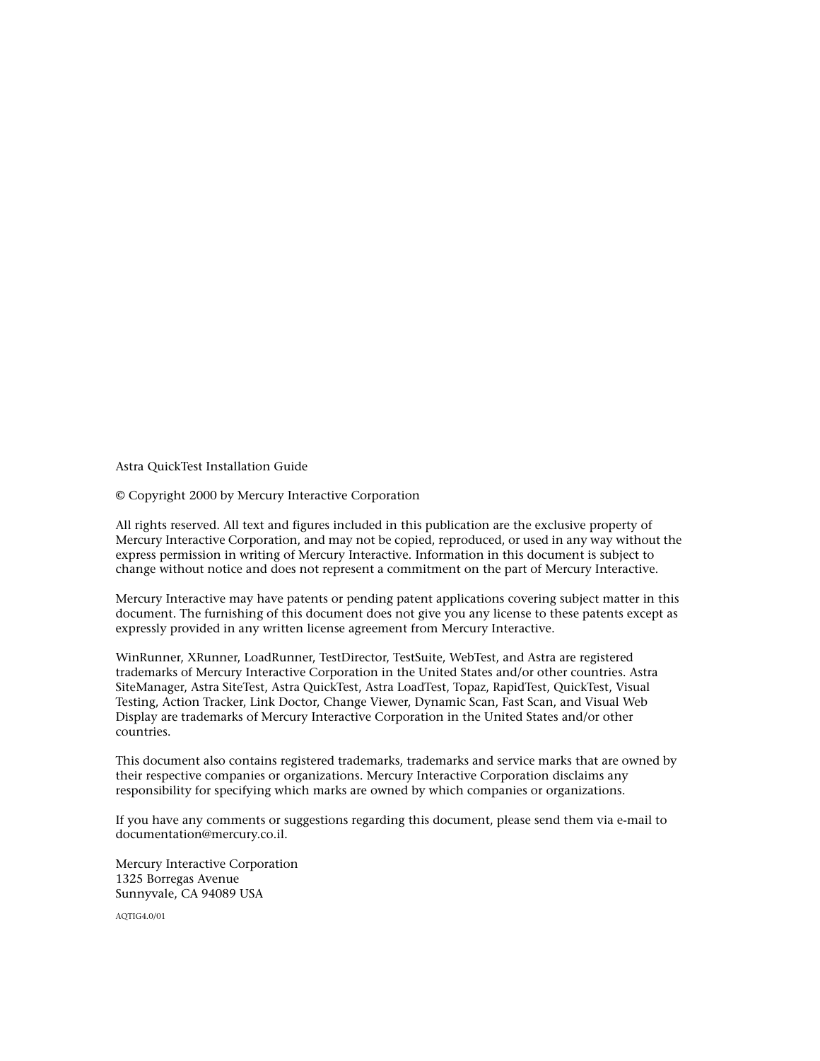Astra QuickTest Installation Guide

© Copyright 2000 by Mercury Interactive Corporation

All rights reserved. All text and figures included in this publication are the exclusive property of Mercury Interactive Corporation, and may not be copied, reproduced, or used in any way without the express permission in writing of Mercury Interactive. Information in this document is subject to change without notice and does not represent a commitment on the part of Mercury Interactive.

Mercury Interactive may have patents or pending patent applications covering subject matter in this document. The furnishing of this document does not give you any license to these patents except as expressly provided in any written license agreement from Mercury Interactive.

WinRunner, XRunner, LoadRunner, TestDirector, TestSuite, WebTest, and Astra are registered trademarks of Mercury Interactive Corporation in the United States and/or other countries. Astra SiteManager, Astra SiteTest, Astra QuickTest, Astra LoadTest, Topaz, RapidTest, QuickTest, Visual Testing, Action Tracker, Link Doctor, Change Viewer, Dynamic Scan, Fast Scan, and Visual Web Display are trademarks of Mercury Interactive Corporation in the United States and/or other countries.

This document also contains registered trademarks, trademarks and service marks that are owned by their respective companies or organizations. Mercury Interactive Corporation disclaims any responsibility for specifying which marks are owned by which companies or organizations.

If you have any comments or suggestions regarding this document, please send them via e-mail to documentation@mercury.co.il.

Mercury Interactive Corporation
1325 Borregas Avenue
Sunnyvale, CA 94089 USA

AQTIG4.0/01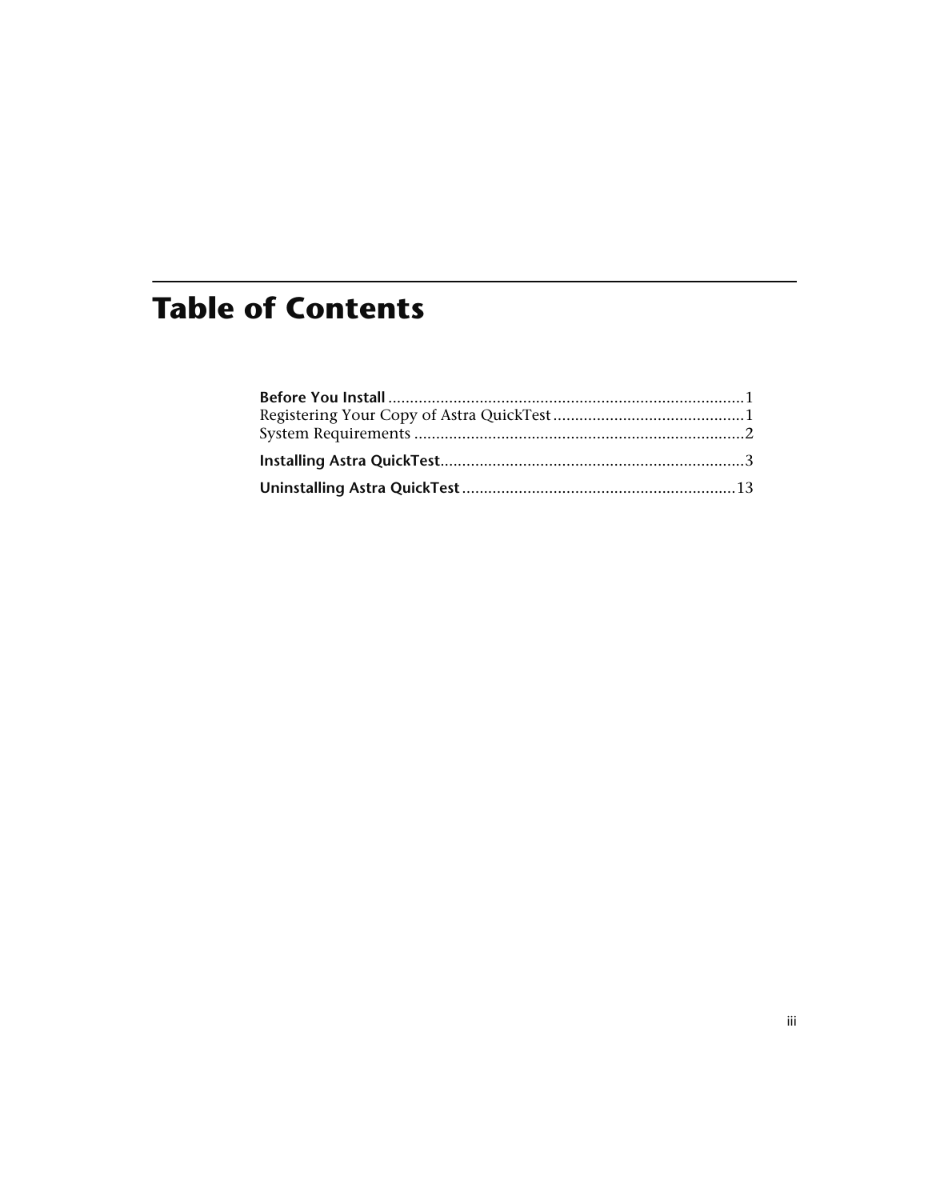# Table of Contents

**Before You Install** ..................................................................................1
Registering Your Copy of Astra QuickTest ............................................1
System Requirements ............................................................................2

**Installing Astra QuickTest**......................................................................3

**Uninstalling Astra QuickTest** ...............................................................13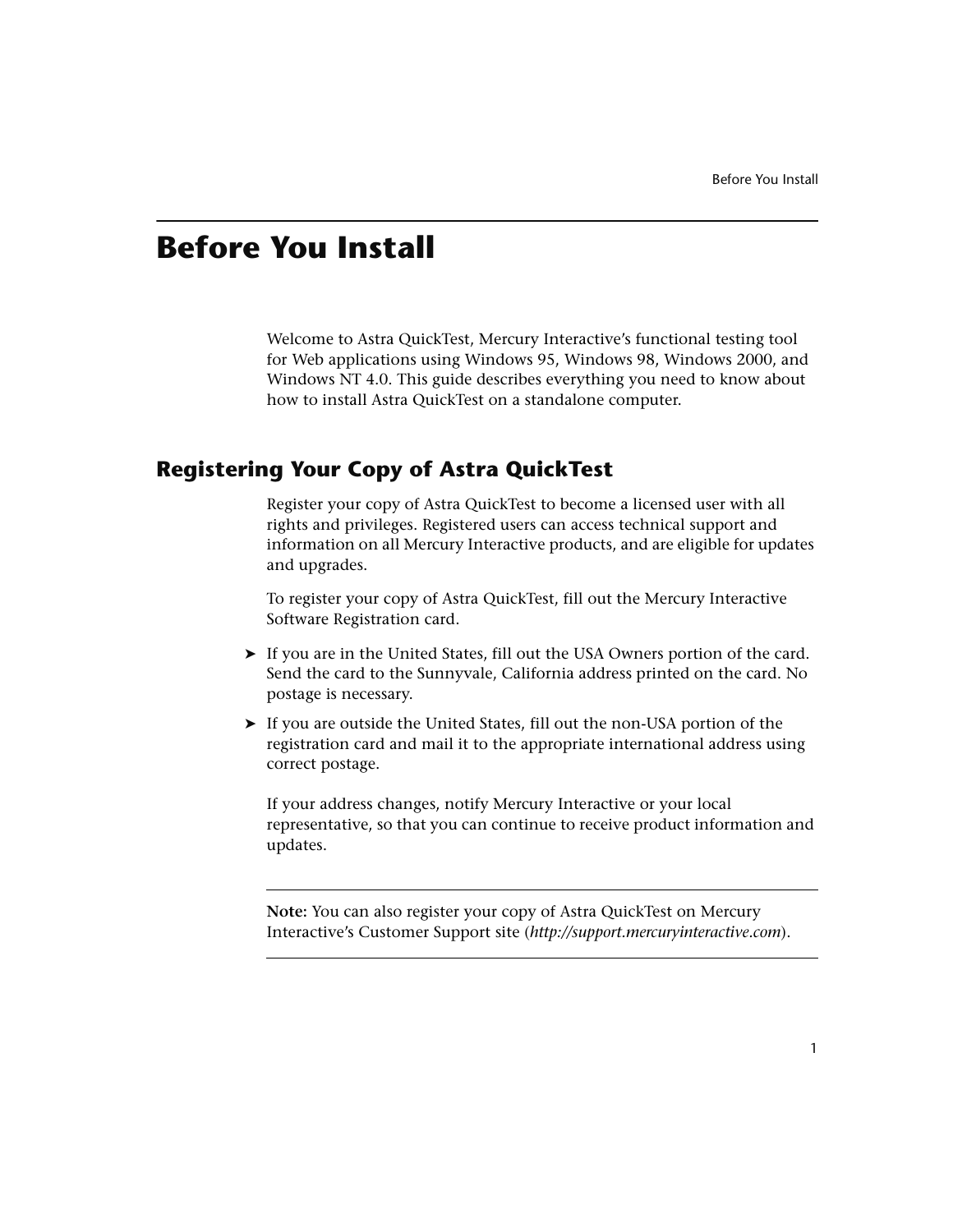# Before You Install

Welcome to Astra QuickTest, Mercury Interactive's functional testing tool for Web applications using Windows 95, Windows 98, Windows 2000, and Windows NT 4.0. This guide describes everything you need to know about how to install Astra QuickTest on a standalone computer.

## Registering Your Copy of Astra QuickTest

Register your copy of Astra QuickTest to become a licensed user with all rights and privileges. Registered users can access technical support and information on all Mercury Interactive products, and are eligible for updates and upgrades.

To register your copy of Astra QuickTest, fill out the Mercury Interactive Software Registration card.

- If you are in the United States, fill out the USA Owners portion of the card. Send the card to the Sunnyvale, California address printed on the card. No postage is necessary.
- If you are outside the United States, fill out the non-USA portion of the registration card and mail it to the appropriate international address using correct postage.

If your address changes, notify Mercury Interactive or your local representative, so that you can continue to receive product information and updates.

---

**Note:** You can also register your copy of Astra QuickTest on Mercury Interactive's Customer Support site (*http://support.mercuryinteractive.com*).

---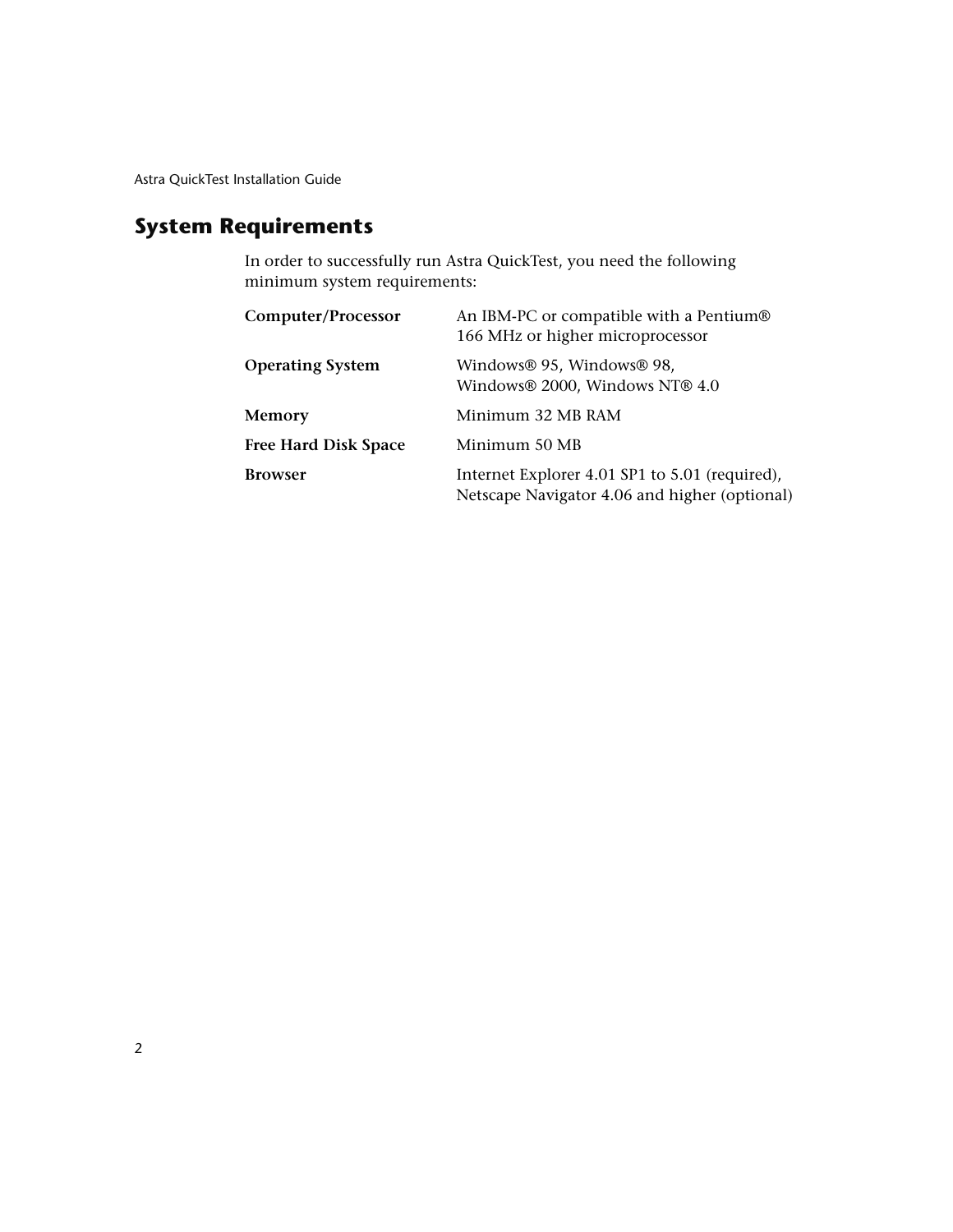## System Requirements

In order to successfully run Astra QuickTest, you need the following minimum system requirements:

| | |
|---|---|
| **Computer/Processor** | An IBM-PC or compatible with a Pentium® 166 MHz or higher microprocessor |
| **Operating System** | Windows® 95, Windows® 98, Windows® 2000, Windows NT® 4.0 |
| **Memory** | Minimum 32 MB RAM |
| **Free Hard Disk Space** | Minimum 50 MB |
| **Browser** | Internet Explorer 4.01 SP1 to 5.01 (required), Netscape Navigator 4.06 and higher (optional) |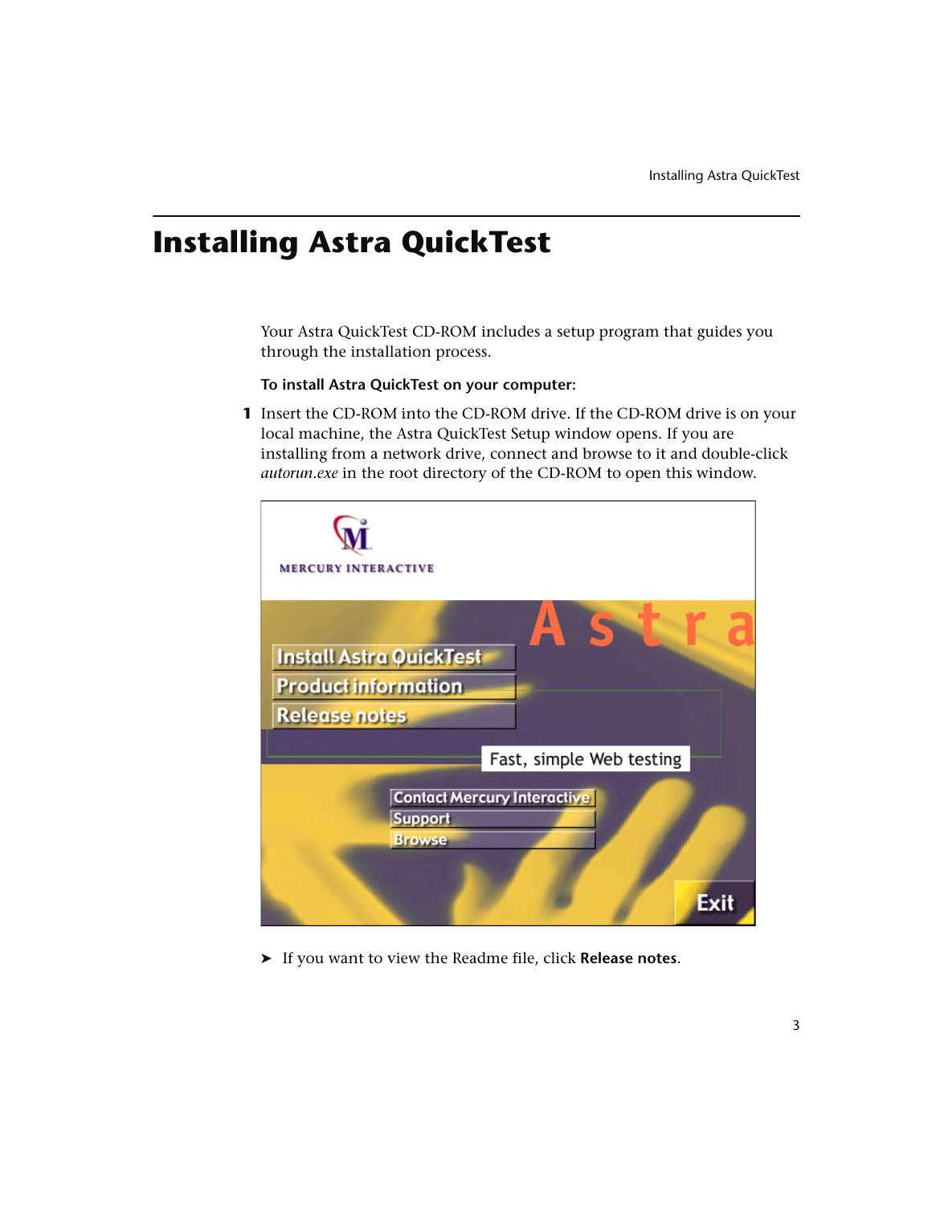# Installing Astra QuickTest

Your Astra QuickTest CD-ROM includes a setup program that guides you through the installation process.

**To install Astra QuickTest on your computer:**

1. Insert the CD-ROM into the CD-ROM drive. If the CD-ROM drive is on your local machine, the Astra QuickTest Setup window opens. If you are installing from a network drive, connect and browse to it and double-click *autorun.exe* in the root directory of the CD-ROM to open this window.

➤ If you want to view the Readme file, click **Release notes**.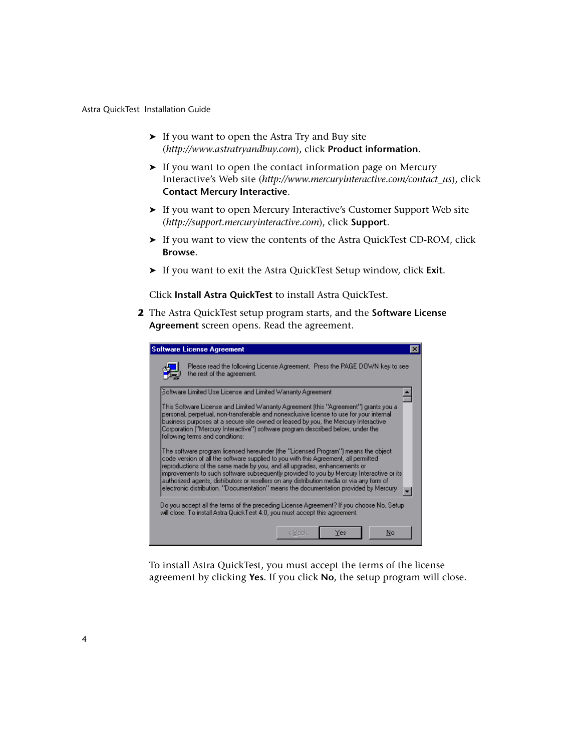- If you want to open the Astra Try and Buy site (*http://www.astratryandbuy.com*), click **Product information**.
- If you want to open the contact information page on Mercury Interactive's Web site (*http://www.mercuryinteractive.com/contact_us*), click **Contact Mercury Interactive**.
- If you want to open Mercury Interactive's Customer Support Web site (*http://support.mercuryinteractive.com*), click **Support**.
- If you want to view the contents of the Astra QuickTest CD-ROM, click **Browse**.
- If you want to exit the Astra QuickTest Setup window, click **Exit**.

Click **Install Astra QuickTest** to install Astra QuickTest.

**2** The Astra QuickTest setup program starts, and the **Software License Agreement** screen opens. Read the agreement.

To install Astra QuickTest, you must accept the terms of the license agreement by clicking **Yes**. If you click **No**, the setup program will close.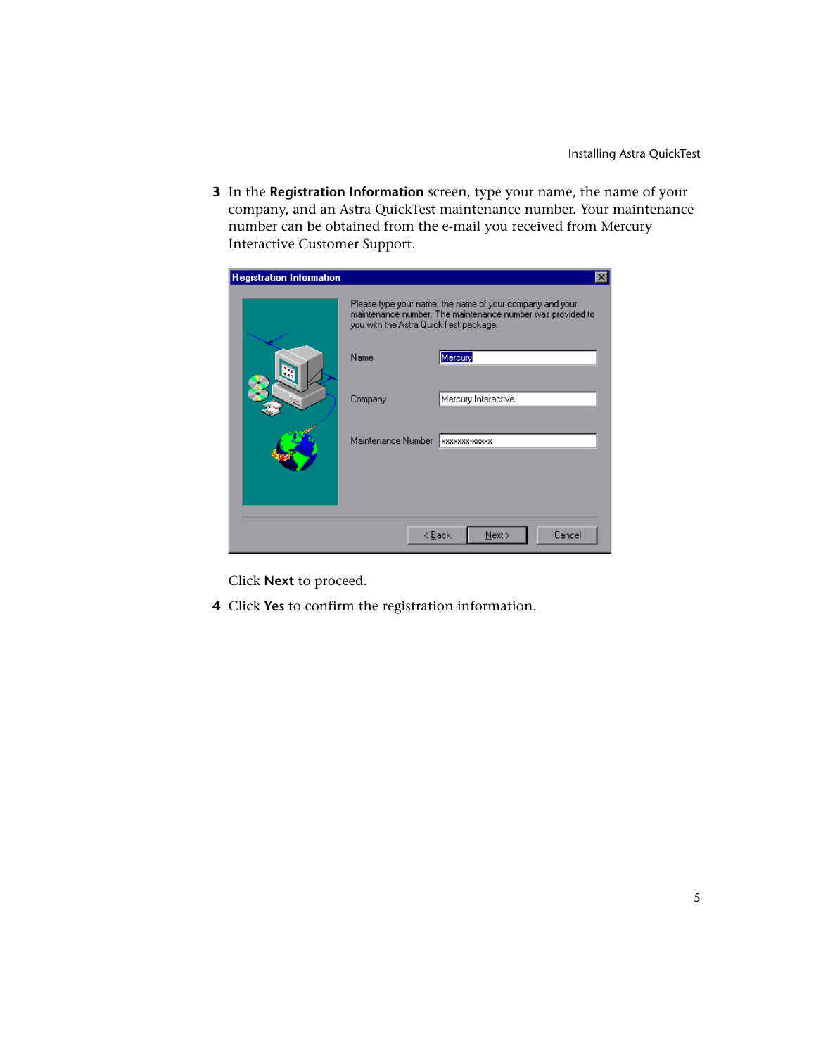3. In the **Registration Information** screen, type your name, the name of your company, and an Astra QuickTest maintenance number. Your maintenance number can be obtained from the e-mail you received from Mercury Interactive Customer Support.

   Click **Next** to proceed.

4. Click **Yes** to confirm the registration information.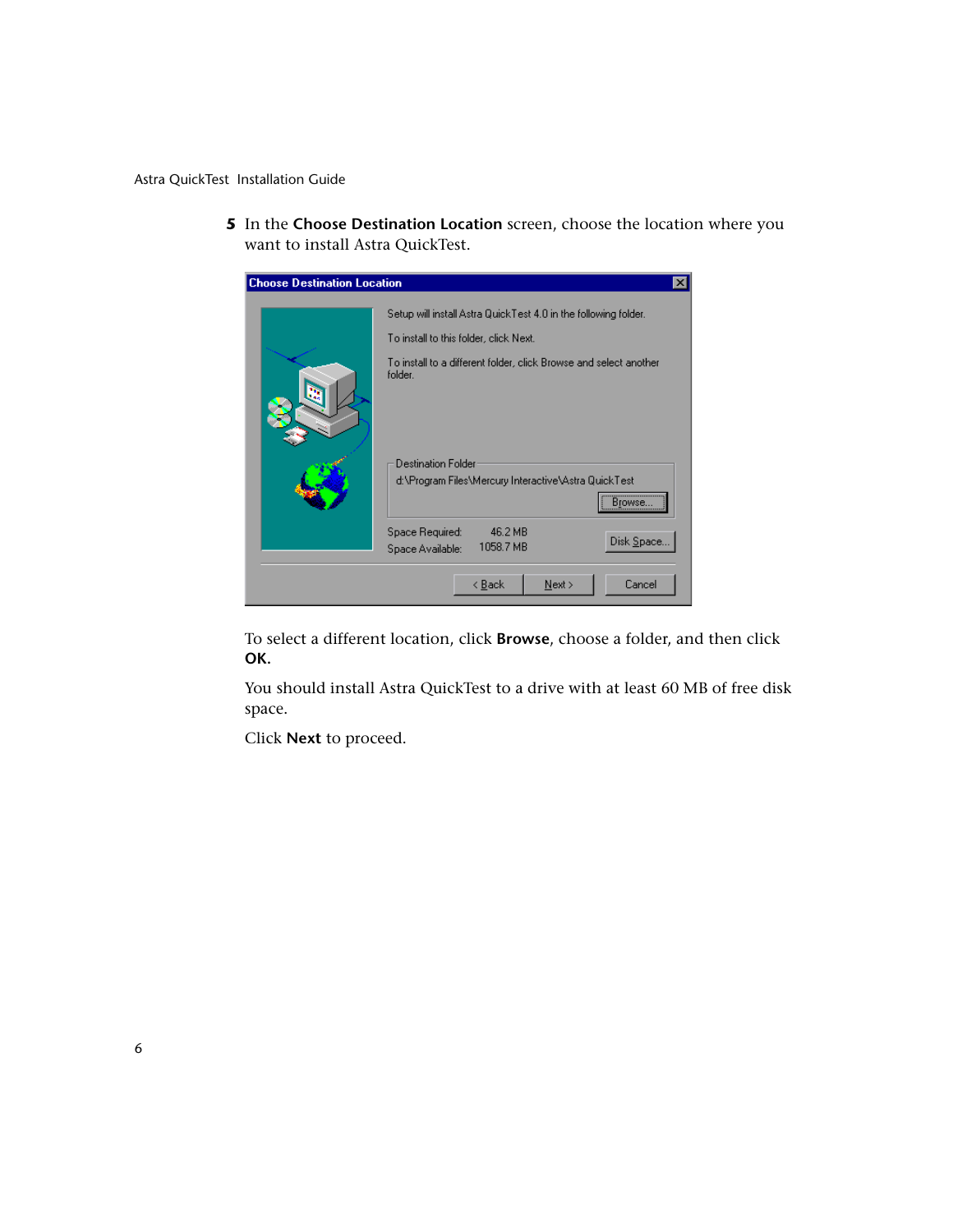5 In the **Choose Destination Location** screen, choose the location where you want to install Astra QuickTest.

To select a different location, click **Browse**, choose a folder, and then click **OK.**

You should install Astra QuickTest to a drive with at least 60 MB of free disk space.

Click **Next** to proceed.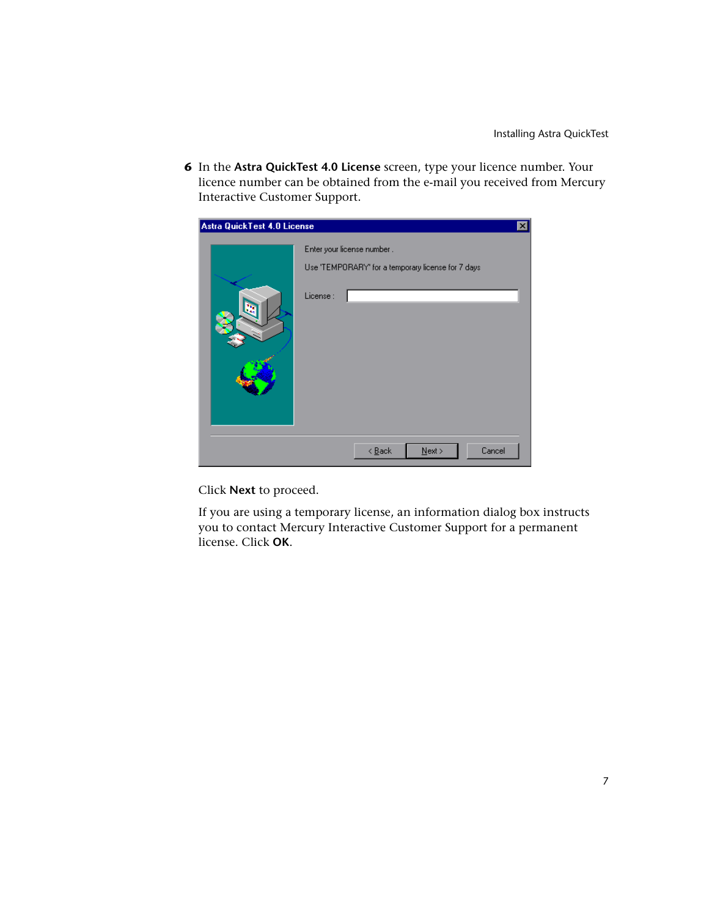6 In the **Astra QuickTest 4.0 License** screen, type your licence number. Your licence number can be obtained from the e-mail you received from Mercury Interactive Customer Support.

Click **Next** to proceed.

If you are using a temporary license, an information dialog box instructs you to contact Mercury Interactive Customer Support for a permanent license. Click **OK**.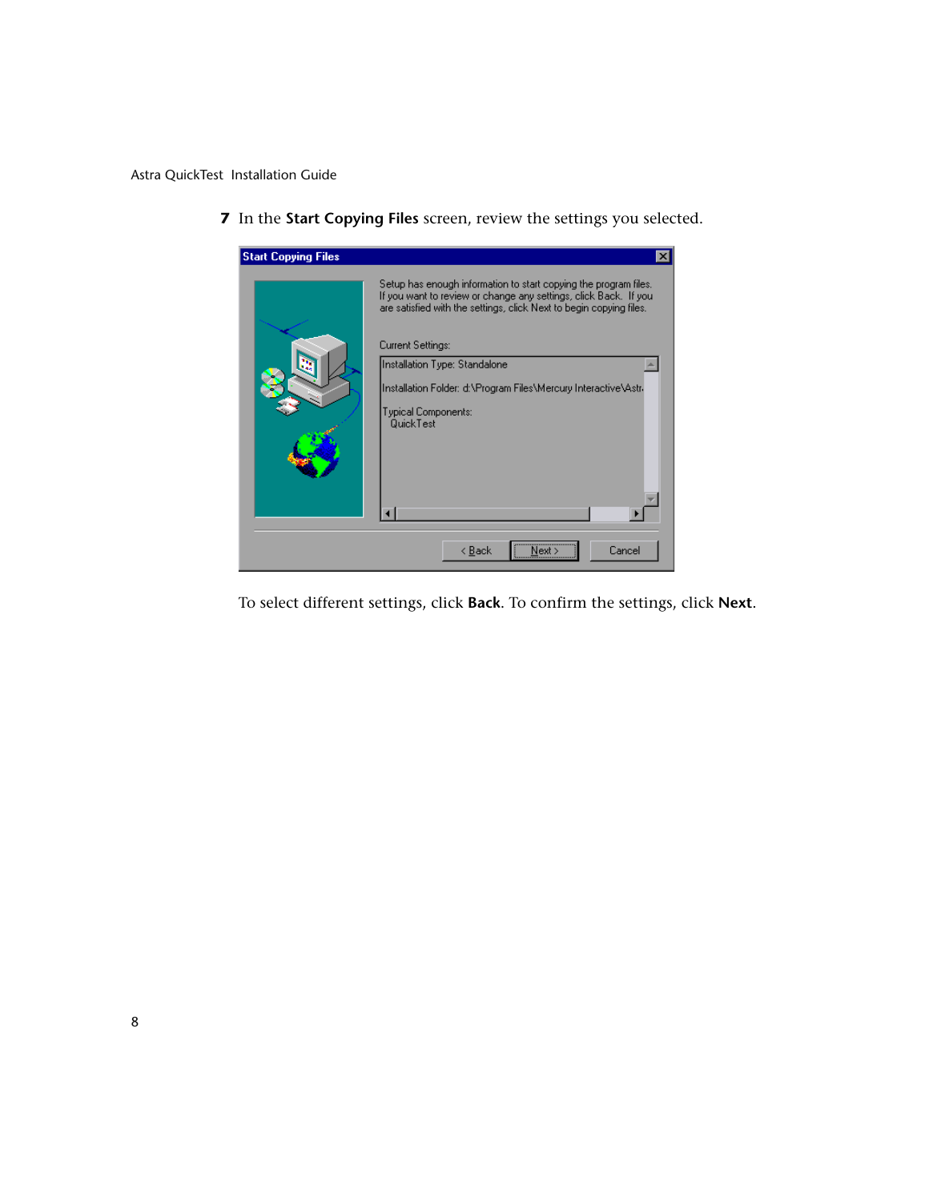7 In the **Start Copying Files** screen, review the settings you selected.

To select different settings, click **Back**. To confirm the settings, click **Next**.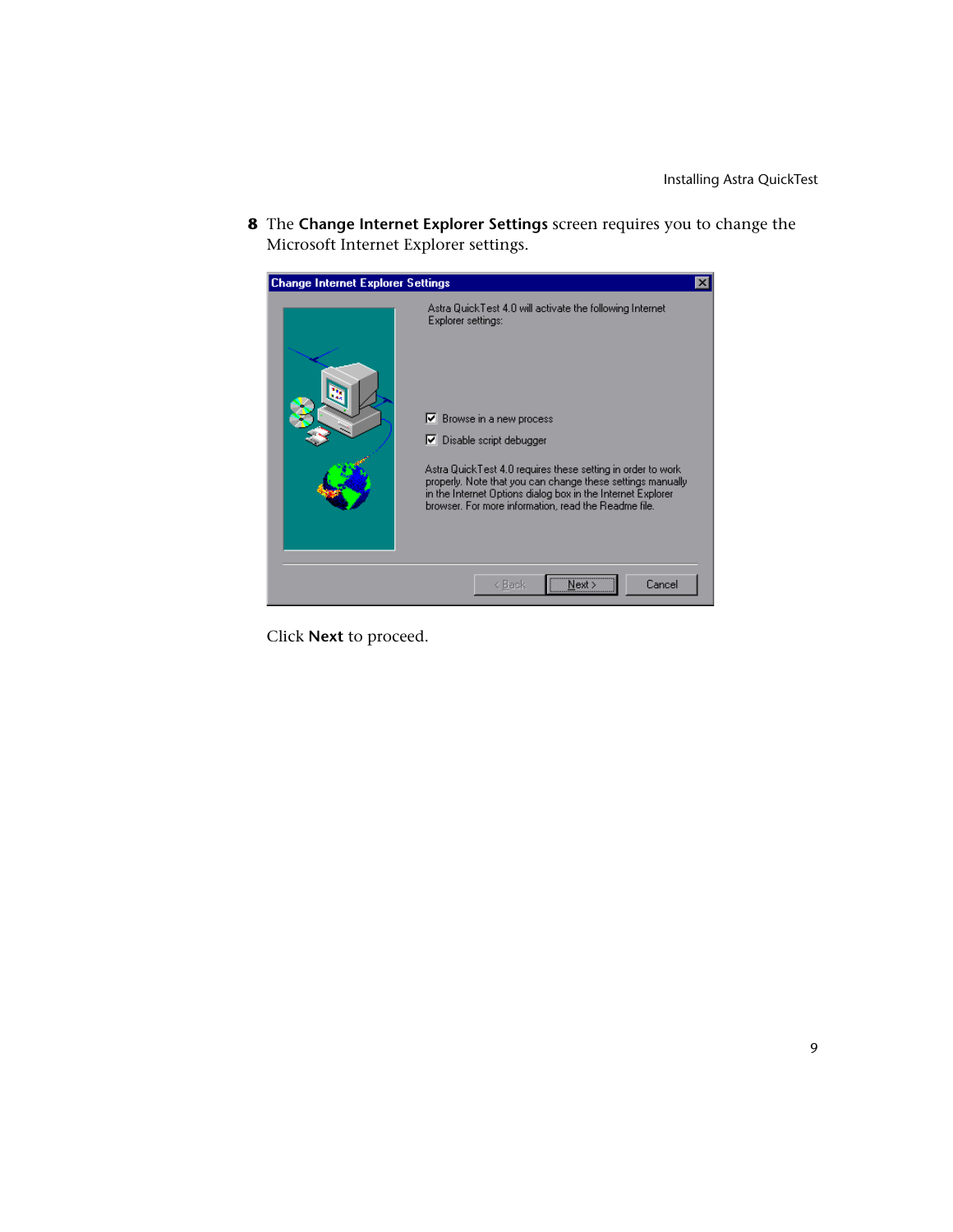8 The **Change Internet Explorer Settings** screen requires you to change the Microsoft Internet Explorer settings.

Click **Next** to proceed.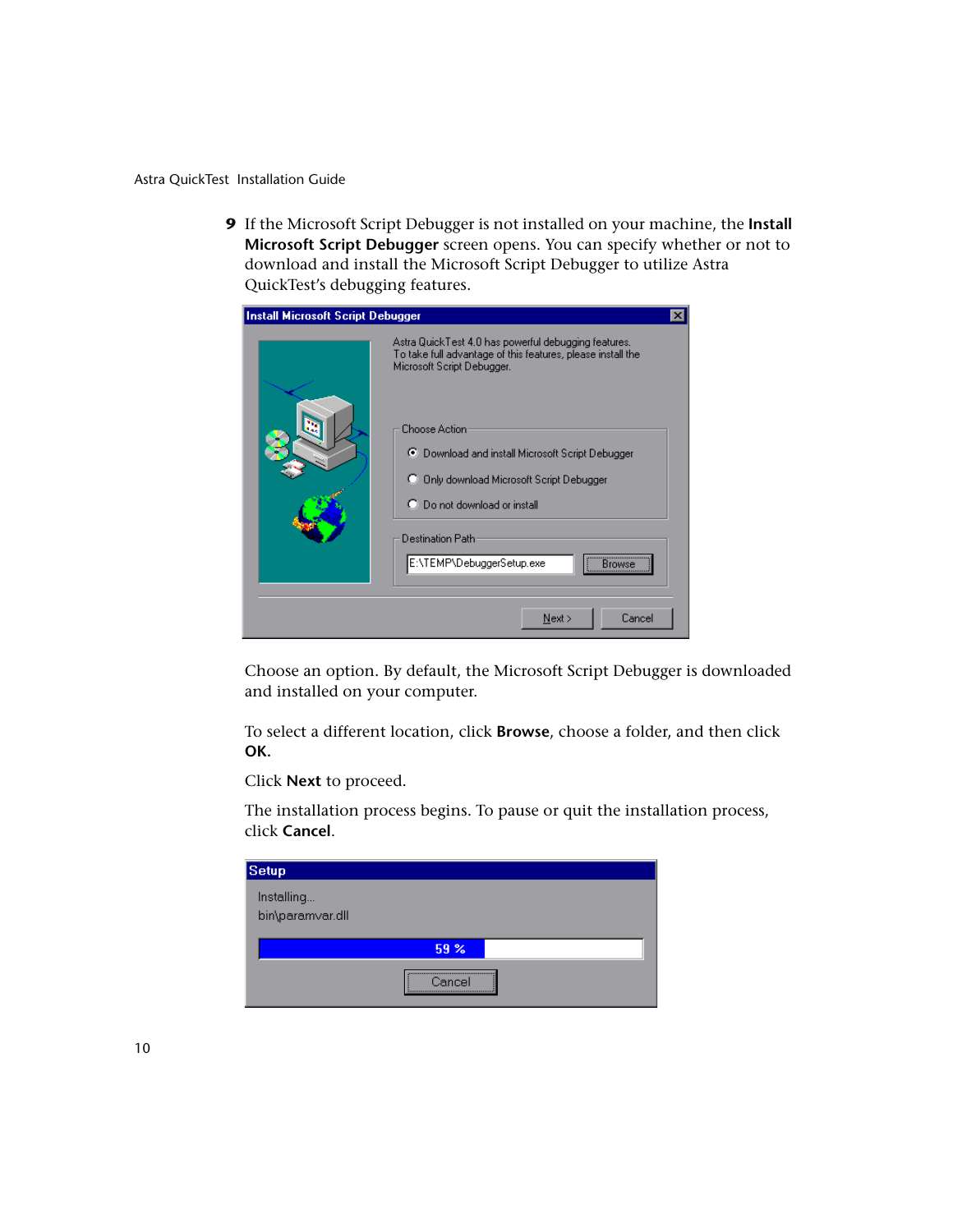9. If the Microsoft Script Debugger is not installed on your machine, the **Install Microsoft Script Debugger** screen opens. You can specify whether or not to download and install the Microsoft Script Debugger to utilize Astra QuickTest's debugging features.

   Choose an option. By default, the Microsoft Script Debugger is downloaded and installed on your computer.

   To select a different location, click **Browse**, choose a folder, and then click **OK.**

   Click **Next** to proceed.

   The installation process begins. To pause or quit the installation process, click **Cancel**.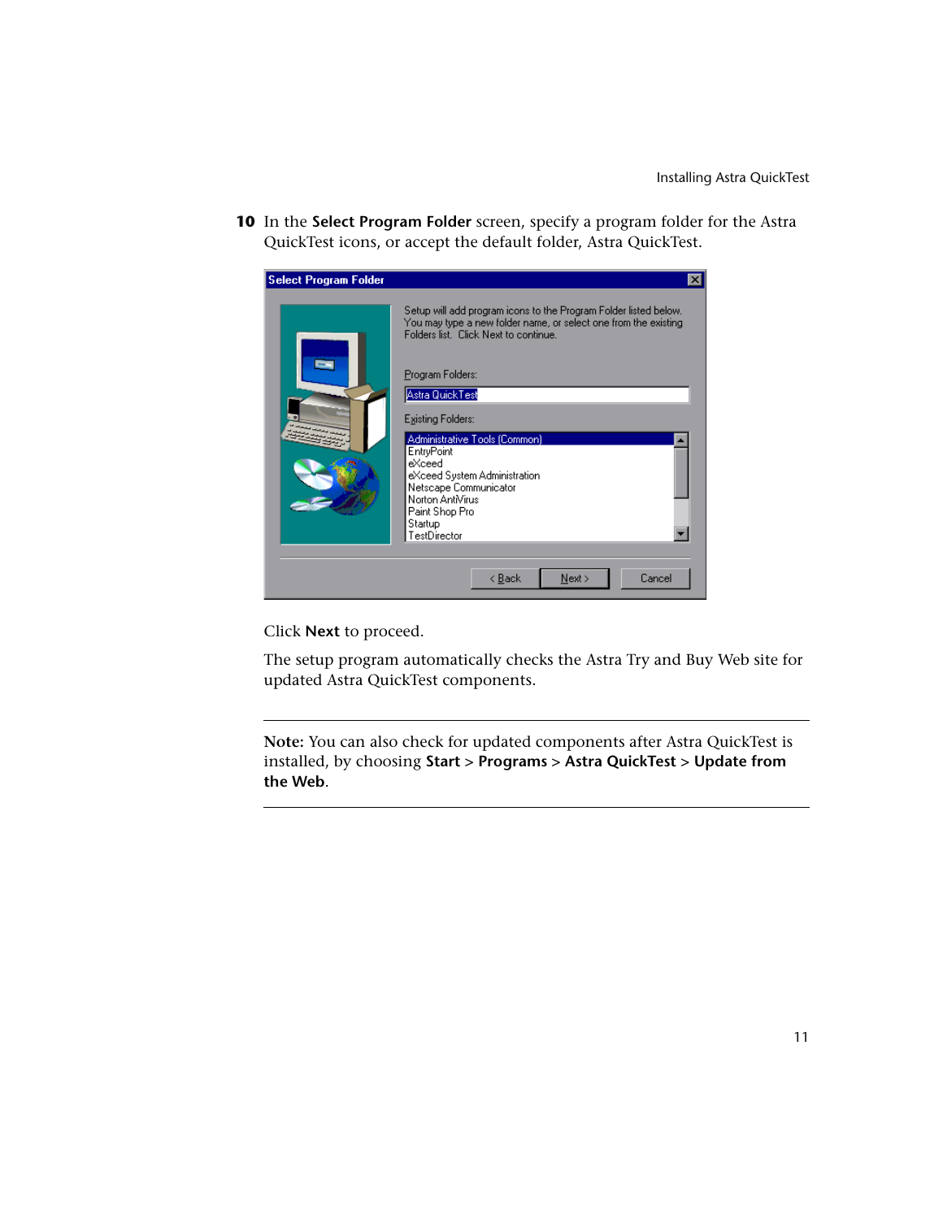10. In the **Select Program Folder** screen, specify a program folder for the Astra QuickTest icons, or accept the default folder, Astra QuickTest.

Click **Next** to proceed.

The setup program automatically checks the Astra Try and Buy Web site for updated Astra QuickTest components.

---

**Note:** You can also check for updated components after Astra QuickTest is installed, by choosing **Start** > **Programs** > **Astra QuickTest** > **Update from the Web**.

---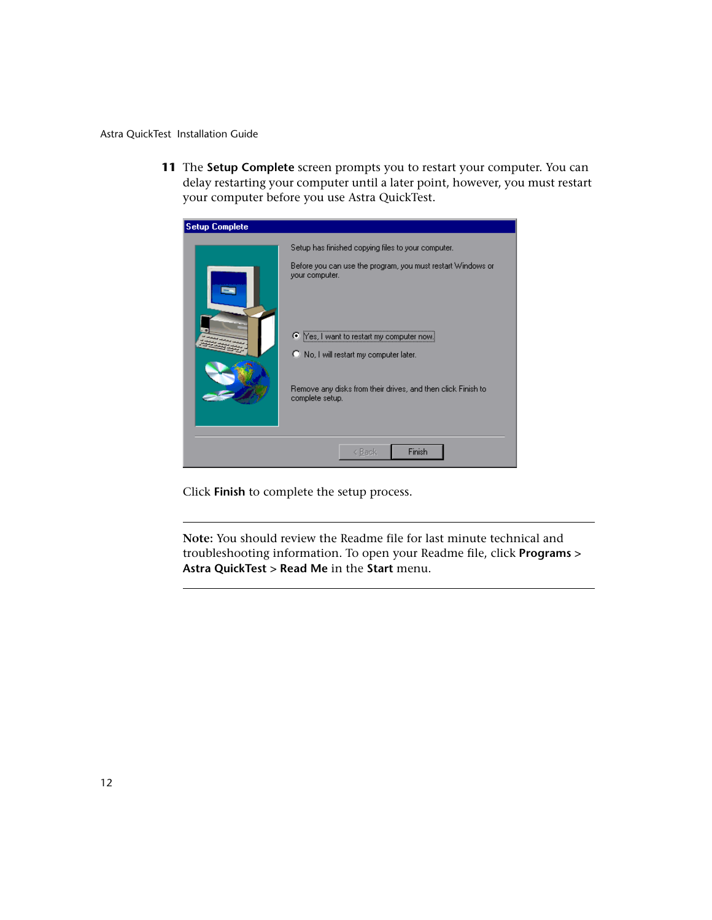11 The **Setup Complete** screen prompts you to restart your computer. You can delay restarting your computer until a later point, however, you must restart your computer before you use Astra QuickTest.

Click **Finish** to complete the setup process.

---

**Note:** You should review the Readme file for last minute technical and troubleshooting information. To open your Readme file, click **Programs** > **Astra QuickTest** > **Read Me** in the **Start** menu.

---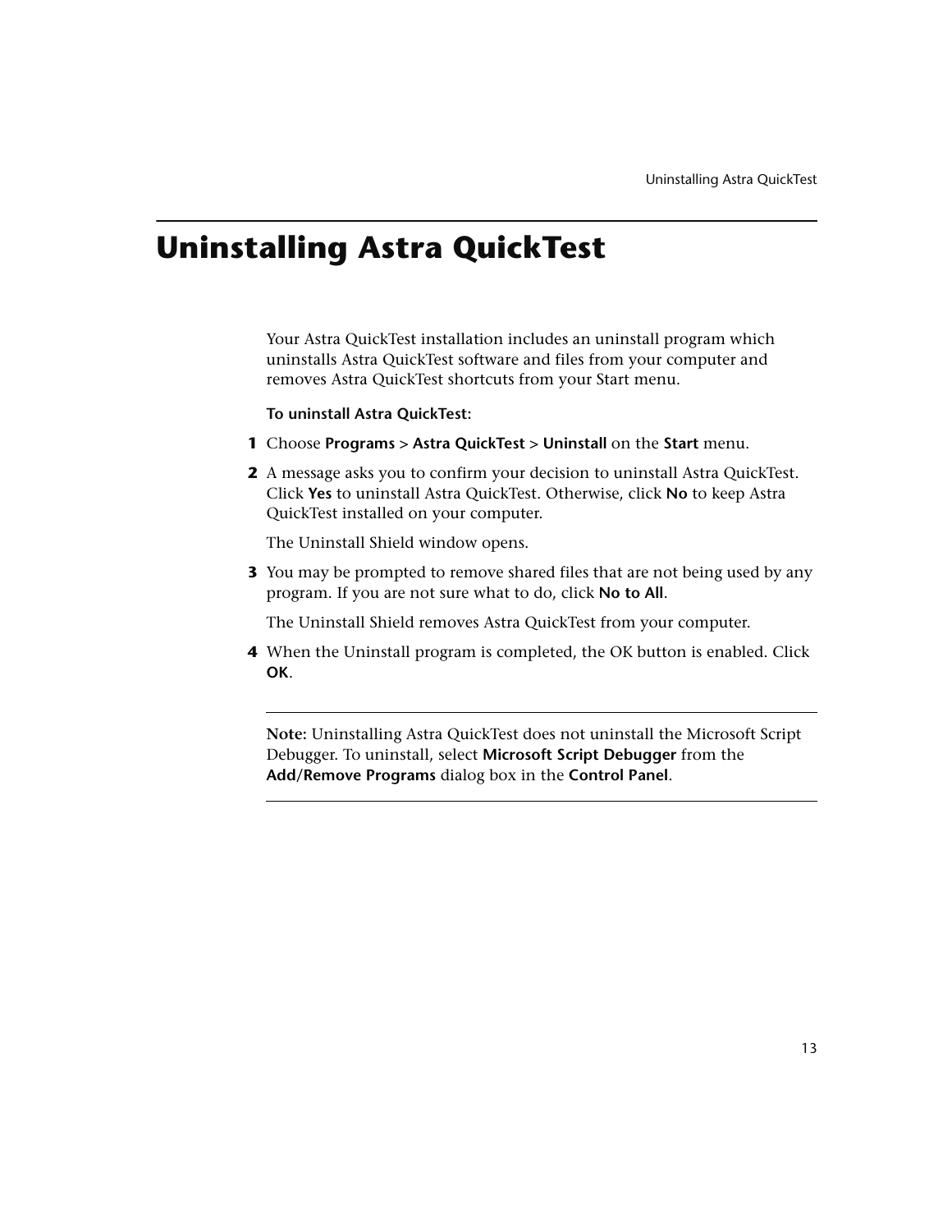# Uninstalling Astra QuickTest

Your Astra QuickTest installation includes an uninstall program which uninstalls Astra QuickTest software and files from your computer and removes Astra QuickTest shortcuts from your Start menu.

**To uninstall Astra QuickTest:**

1. Choose **Programs** > **Astra QuickTest** > **Uninstall** on the **Start** menu.
2. A message asks you to confirm your decision to uninstall Astra QuickTest. Click **Yes** to uninstall Astra QuickTest. Otherwise, click **No** to keep Astra QuickTest installed on your computer.

   The Uninstall Shield window opens.
3. You may be prompted to remove shared files that are not being used by any program. If you are not sure what to do, click **No to All**.

   The Uninstall Shield removes Astra QuickTest from your computer.
4. When the Uninstall program is completed, the OK button is enabled. Click **OK**.

---

**Note:** Uninstalling Astra QuickTest does not uninstall the Microsoft Script Debugger. To uninstall, select **Microsoft Script Debugger** from the **Add/Remove Programs** dialog box in the **Control Panel**.

---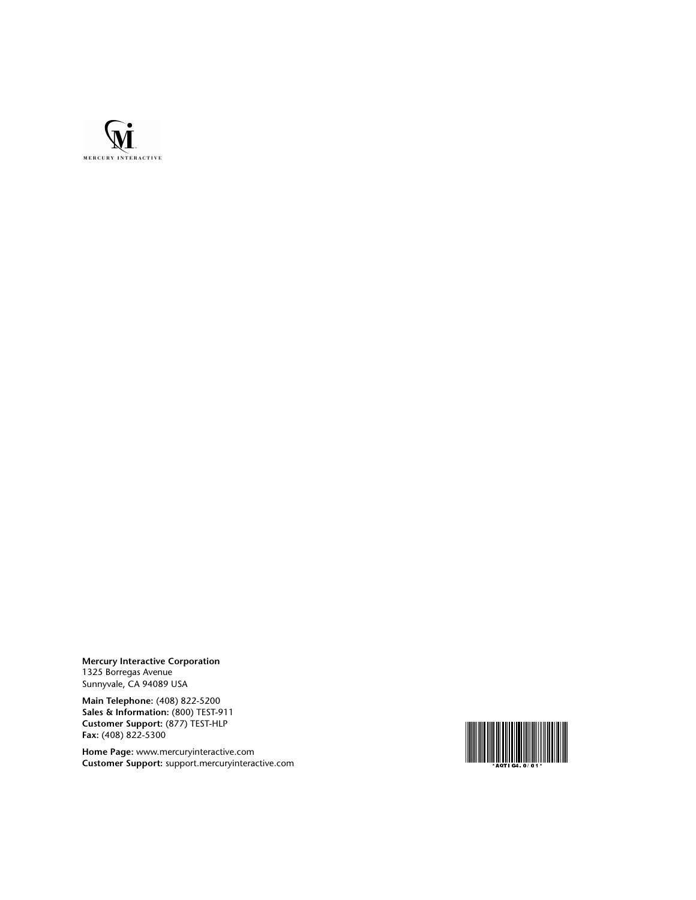MERCURY INTERACTIVE

**Mercury Interactive Corporation**
1325 Borregas Avenue
Sunnyvale, CA 94089 USA

**Main Telephone:** (408) 822-5200
**Sales & Information:** (800) TEST-911
**Customer Support:** (877) TEST-HLP
**Fax:** (408) 822-5300

**Home Page:** www.mercuryinteractive.com
**Customer Support:** support.mercuryinteractive.com

*AQTIG4.0/01*